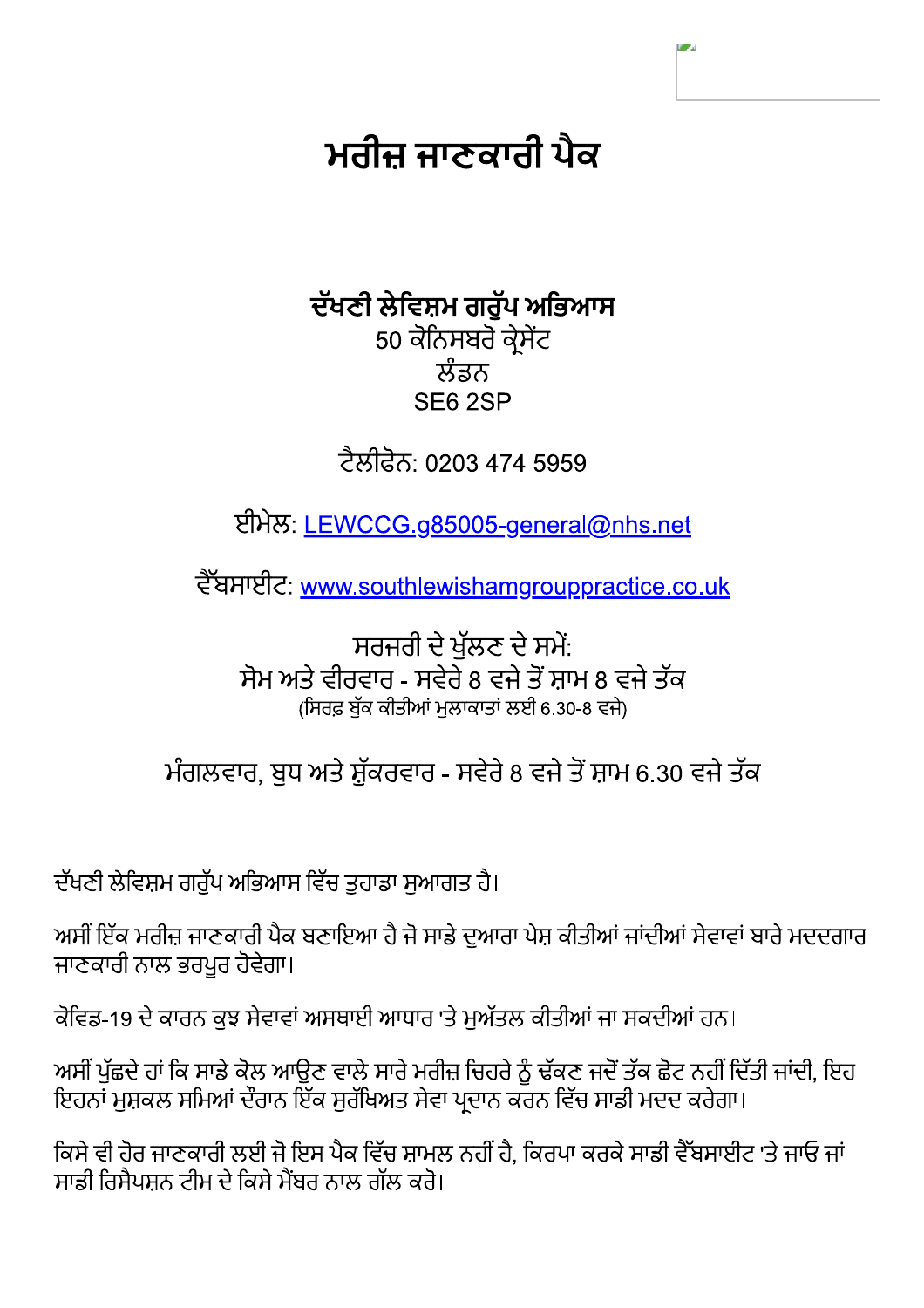# ਮਰੀਜ਼ ਜਾਣਕਾਰੀ ਪੈਕ

**ਦੱਖਣੀ ਲੇਵਿਸ਼ਮ ਗਰੁੱਪ ਅਭਿਆਸ**
50 ਕੋਨਿਸਬਰੋ ਕ੍ਰੇਸੈਂਟ
ਲੰਡਨ
SE6 2SP

ਟੈਲੀਫੋਨ: 0203 474 5959

ਈਮੇਲ: LEWCCG.g85005-general@nhs.net

ਵੈੱਬਸਾਈਟ: www.southlewishamgrouppractice.co.uk

ਸਰਜਰੀ ਦੇ ਖੁੱਲਣ ਦੇ ਸਮੇਂ:
ਸੋਮ ਅਤੇ ਵੀਰਵਾਰ - ਸਵੇਰੇ 8 ਵਜੇ ਤੋਂ ਸ਼ਾਮ 8 ਵਜੇ ਤੱਕ
(ਸਿਰਫ਼ ਬੁੱਕ ਕੀਤੀਆਂ ਮੁਲਾਕਾਤਾਂ ਲਈ 6.30-8 ਵਜੇ)

ਮੰਗਲਵਾਰ, ਬੁਧ ਅਤੇ ਸ਼ੁੱਕਰਵਾਰ - ਸਵੇਰੇ 8 ਵਜੇ ਤੋਂ ਸ਼ਾਮ 6.30 ਵਜੇ ਤੱਕ

ਦੱਖਣੀ ਲੇਵਿਸ਼ਮ ਗਰੁੱਪ ਅਭਿਆਸ ਵਿੱਚ ਤੁਹਾਡਾ ਸੁਆਗਤ ਹੈ।

ਅਸੀਂ ਇੱਕ ਮਰੀਜ਼ ਜਾਣਕਾਰੀ ਪੈਕ ਬਣਾਇਆ ਹੈ ਜੋ ਸਾਡੇ ਦੁਆਰਾ ਪੇਸ਼ ਕੀਤੀਆਂ ਜਾਂਦੀਆਂ ਸੇਵਾਵਾਂ ਬਾਰੇ ਮਦਦਗਾਰ ਜਾਣਕਾਰੀ ਨਾਲ ਭਰਪੂਰ ਹੋਵੇਗਾ।

ਕੋਵਿਡ-19 ਦੇ ਕਾਰਨ ਕੁਝ ਸੇਵਾਵਾਂ ਅਸਥਾਈ ਆਧਾਰ 'ਤੇ ਮੁਅੱਤਲ ਕੀਤੀਆਂ ਜਾ ਸਕਦੀਆਂ ਹਨ।

ਅਸੀਂ ਪੁੱਛਦੇ ਹਾਂ ਕਿ ਸਾਡੇ ਕੋਲ ਆਉਣ ਵਾਲੇ ਸਾਰੇ ਮਰੀਜ਼ ਚਿਹਰੇ ਨੂੰ ਢੱਕਣ ਜਦੋਂ ਤੱਕ ਛੋਟ ਨਹੀਂ ਦਿੱਤੀ ਜਾਂਦੀ, ਇਹ ਇਹਨਾਂ ਮੁਸ਼ਕਲ ਸਮਿਆਂ ਦੌਰਾਨ ਇੱਕ ਸੁਰੱਖਿਅਤ ਸੇਵਾ ਪ੍ਰਦਾਨ ਕਰਨ ਵਿੱਚ ਸਾਡੀ ਮਦਦ ਕਰੇਗਾ।

ਕਿਸੇ ਵੀ ਹੋਰ ਜਾਣਕਾਰੀ ਲਈ ਜੋ ਇਸ ਪੈਕ ਵਿੱਚ ਸ਼ਾਮਲ ਨਹੀਂ ਹੈ, ਕਿਰਪਾ ਕਰਕੇ ਸਾਡੀ ਵੈੱਬਸਾਈਟ 'ਤੇ ਜਾਓ ਜਾਂ ਸਾਡੀ ਰਿਸੈਪਸ਼ਨ ਟੀਮ ਦੇ ਕਿਸੇ ਮੈਂਬਰ ਨਾਲ ਗੱਲ ਕਰੋ।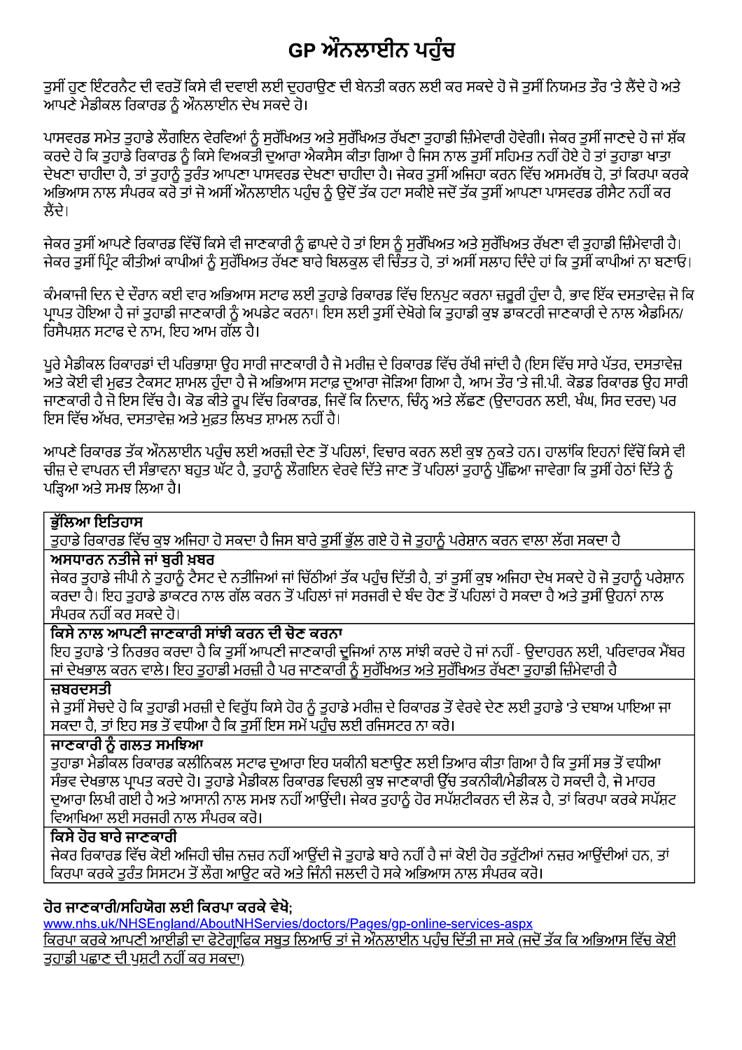# GP ਔਨਲਾਈਨ ਪਹੁੰਚ

ਤੁਸੀਂ ਹੁਣ ਇੰਟਰਨੈਟ ਦੀ ਵਰਤੋਂ ਕਿਸੇ ਵੀ ਦਵਾਈ ਲਈ ਦੁਹਰਾਉਣ ਦੀ ਬੇਨਤੀ ਕਰਨ ਲਈ ਕਰ ਸਕਦੇ ਹੋ ਜੋ ਤੁਸੀਂ ਨਿਯਮਤ ਤੌਰ 'ਤੇ ਲੈਂਦੇ ਹੋ ਅਤੇ ਆਪਣੇ ਮੈਡੀਕਲ ਰਿਕਾਰਡ ਨੂੰ ਔਨਲਾਈਨ ਦੇਖ ਸਕਦੇ ਹੋ।

ਪਾਸਵਰਡ ਸਮੇਤ ਤੁਹਾਡੇ ਲੌਗਇਨ ਵੇਰਵਿਆਂ ਨੂੰ ਸੁਰੱਖਿਅਤ ਅਤੇ ਸੁਰੱਖਿਅਤ ਰੱਖਣਾ ਤੁਹਾਡੀ ਜ਼ਿੰਮੇਵਾਰੀ ਹੋਵੇਗੀ। ਜੇਕਰ ਤੁਸੀਂ ਜਾਣਦੇ ਹੋ ਜਾਂ ਸ਼ੱਕ ਕਰਦੇ ਹੋ ਕਿ ਤੁਹਾਡੇ ਰਿਕਾਰਡ ਨੂੰ ਕਿਸੇ ਵਿਅਕਤੀ ਦੁਆਰਾ ਐਕਸੈਸ ਕੀਤਾ ਗਿਆ ਹੈ ਜਿਸ ਨਾਲ ਤੁਸੀਂ ਸਹਿਮਤ ਨਹੀਂ ਹੋਏ ਹੋ ਤਾਂ ਤੁਹਾਡਾ ਖਾਤਾ ਦੇਖਣਾ ਚਾਹੀਦਾ ਹੈ, ਤਾਂ ਤੁਹਾਨੂੰ ਤੁਰੰਤ ਆਪਣਾ ਪਾਸਵਰਡ ਦੇਖਣਾ ਚਾਹੀਦਾ ਹੈ। ਜੇਕਰ ਤੁਸੀਂ ਅਜਿਹਾ ਕਰਨ ਵਿੱਚ ਅਸਮਰੱਥ ਹੋ, ਤਾਂ ਕਿਰਪਾ ਕਰਕੇ ਅਭਿਆਸ ਨਾਲ ਸੰਪਰਕ ਕਰੋ ਤਾਂ ਜੋ ਅਸੀਂ ਔਨਲਾਈਨ ਪਹੁੰਚ ਨੂੰ ਉਦੋਂ ਤੱਕ ਹਟਾ ਸਕੀਏ ਜਦੋਂ ਤੱਕ ਤੁਸੀਂ ਆਪਣਾ ਪਾਸਵਰਡ ਰੀਸੈਟ ਨਹੀਂ ਕਰ ਲੈਂਦੇ।

ਜੇਕਰ ਤੁਸੀਂ ਆਪਣੇ ਰਿਕਾਰਡ ਵਿੱਚੋਂ ਕਿਸੇ ਵੀ ਜਾਣਕਾਰੀ ਨੂੰ ਛਾਪਦੇ ਹੋ ਤਾਂ ਇਸ ਨੂੰ ਸੁਰੱਖਿਅਤ ਅਤੇ ਸੁਰੱਖਿਅਤ ਰੱਖਣਾ ਵੀ ਤੁਹਾਡੀ ਜ਼ਿੰਮੇਵਾਰੀ ਹੈ। ਜੇਕਰ ਤੁਸੀਂ ਪ੍ਰਿੰਟ ਕੀਤੀਆਂ ਕਾਪੀਆਂ ਨੂੰ ਸੁਰੱਖਿਅਤ ਰੱਖਣ ਬਾਰੇ ਬਿਲਕੁਲ ਵੀ ਚਿੰਤਤ ਹੋ, ਤਾਂ ਅਸੀਂ ਸਲਾਹ ਦਿੰਦੇ ਹਾਂ ਕਿ ਤੁਸੀਂ ਕਾਪੀਆਂ ਨਾ ਬਣਾਓ।

ਕੰਮਕਾਜੀ ਦਿਨ ਦੇ ਦੌਰਾਨ ਕਈ ਵਾਰ ਅਭਿਆਸ ਸਟਾਫ ਲਈ ਤੁਹਾਡੇ ਰਿਕਾਰਡ ਵਿੱਚ ਇਨਪੁਟ ਕਰਨਾ ਜ਼ਰੂਰੀ ਹੁੰਦਾ ਹੈ, ਭਾਵ ਇੱਕ ਦਸਤਾਵੇਜ਼ ਜੋ ਕਿ ਪ੍ਰਾਪਤ ਹੋਇਆ ਹੈ ਜਾਂ ਤੁਹਾਡੀ ਜਾਣਕਾਰੀ ਨੂੰ ਅਪਡੇਟ ਕਰਨਾ। ਇਸ ਲਈ ਤੁਸੀਂ ਦੇਖੋਗੇ ਕਿ ਤੁਹਾਡੀ ਕੁਝ ਡਾਕਟਰੀ ਜਾਣਕਾਰੀ ਦੇ ਨਾਲ ਐਡਮਿਨ/ਰਿਸੈਪਸ਼ਨ ਸਟਾਫ ਦੇ ਨਾਮ, ਇਹ ਆਮ ਗੱਲ ਹੈ।

ਪੂਰੇ ਮੈਡੀਕਲ ਰਿਕਾਰਡਾਂ ਦੀ ਪਰਿਭਾਸ਼ਾ ਉਹ ਸਾਰੀ ਜਾਣਕਾਰੀ ਹੈ ਜੋ ਮਰੀਜ਼ ਦੇ ਰਿਕਾਰਡ ਵਿੱਚ ਰੱਖੀ ਜਾਂਦੀ ਹੈ (ਇਸ ਵਿੱਚ ਸਾਰੇ ਪੱਤਰ, ਦਸਤਾਵੇਜ਼ ਅਤੇ ਕੋਈ ਵੀ ਮੁਫਤ ਟੈਕਸਟ ਸ਼ਾਮਲ ਹੁੰਦਾ ਹੈ ਜੋ ਅਭਿਆਸ ਸਟਾਫ਼ ਦੁਆਰਾ ਜੋੜਿਆ ਗਿਆ ਹੈ, ਆਮ ਤੌਰ 'ਤੇ ਜੀ.ਪੀ. ਕੋਡਡ ਰਿਕਾਰਡ ਉਹ ਸਾਰੀ ਜਾਣਕਾਰੀ ਹੈ ਜੋ ਇਸ ਵਿੱਚ ਹੈ। ਕੋਡ ਕੀਤੇ ਰੂਪ ਵਿੱਚ ਰਿਕਾਰਡ, ਜਿਵੇਂ ਕਿ ਨਿਦਾਨ, ਚਿੰਨ੍ਹ ਅਤੇ ਲੱਛਣ (ਉਦਾਹਰਨ ਲਈ, ਖੰਘ, ਸਿਰ ਦਰਦ) ਪਰ ਇਸ ਵਿੱਚ ਅੱਖਰ, ਦਸਤਾਵੇਜ਼ ਅਤੇ ਮੁਫ਼ਤ ਲਿਖਤ ਸ਼ਾਮਲ ਨਹੀਂ ਹੈ।

ਆਪਣੇ ਰਿਕਾਰਡ ਤੱਕ ਔਨਲਾਈਨ ਪਹੁੰਚ ਲਈ ਅਰਜ਼ੀ ਦੇਣ ਤੋਂ ਪਹਿਲਾਂ, ਵਿਚਾਰ ਕਰਨ ਲਈ ਕੁਝ ਨੁਕਤੇ ਹਨ। ਹਾਲਾਂਕਿ ਇਹਨਾਂ ਵਿੱਚੋਂ ਕਿਸੇ ਵੀ ਚੀਜ਼ ਦੇ ਵਾਪਰਨ ਦੀ ਸੰਭਾਵਨਾ ਬਹੁਤ ਘੱਟ ਹੈ, ਤੁਹਾਨੂੰ ਲੌਗਇਨ ਵੇਰਵੇ ਦਿੱਤੇ ਜਾਣ ਤੋਂ ਪਹਿਲਾਂ ਤੁਹਾਨੂੰ ਪੁੱਛਿਆ ਜਾਵੇਗਾ ਕਿ ਤੁਸੀਂ ਹੇਠਾਂ ਦਿੱਤੇ ਨੂੰ ਪੜ੍ਹਿਆ ਅਤੇ ਸਮਝ ਲਿਆ ਹੈ।

| **ਭੁੱਲਿਆ ਇਤਿਹਾਸ** |
|---|
| ਤੁਹਾਡੇ ਰਿਕਾਰਡ ਵਿੱਚ ਕੁਝ ਅਜਿਹਾ ਹੋ ਸਕਦਾ ਹੈ ਜਿਸ ਬਾਰੇ ਤੁਸੀਂ ਭੁੱਲ ਗਏ ਹੋ ਜੋ ਤੁਹਾਨੂੰ ਪਰੇਸ਼ਾਨ ਕਰਨ ਵਾਲਾ ਲੱਗ ਸਕਦਾ ਹੈ |
| **ਅਸਧਾਰਨ ਨਤੀਜੇ ਜਾਂ ਬੁਰੀ ਖ਼ਬਰ** |
| ਜੇਕਰ ਤੁਹਾਡੇ ਜੀਪੀ ਨੇ ਤੁਹਾਨੂੰ ਟੈਸਟ ਦੇ ਨਤੀਜਿਆਂ ਜਾਂ ਚਿੱਠੀਆਂ ਤੱਕ ਪਹੁੰਚ ਦਿੱਤੀ ਹੈ, ਤਾਂ ਤੁਸੀਂ ਕੁਝ ਅਜਿਹਾ ਦੇਖ ਸਕਦੇ ਹੋ ਜੋ ਤੁਹਾਨੂੰ ਪਰੇਸ਼ਾਨ ਕਰਦਾ ਹੈ। ਇਹ ਤੁਹਾਡੇ ਡਾਕਟਰ ਨਾਲ ਗੱਲ ਕਰਨ ਤੋਂ ਪਹਿਲਾਂ ਜਾਂ ਸਰਜਰੀ ਦੇ ਬੰਦ ਹੋਣ ਤੋਂ ਪਹਿਲਾਂ ਹੋ ਸਕਦਾ ਹੈ ਅਤੇ ਤੁਸੀਂ ਉਹਨਾਂ ਨਾਲ ਸੰਪਰਕ ਨਹੀਂ ਕਰ ਸਕਦੇ ਹੋ। |
| **ਕਿਸੇ ਨਾਲ ਆਪਣੀ ਜਾਣਕਾਰੀ ਸਾਂਝੀ ਕਰਨ ਦੀ ਚੋਣ ਕਰਨਾ** |
| ਇਹ ਤੁਹਾਡੇ 'ਤੇ ਨਿਰਭਰ ਕਰਦਾ ਹੈ ਕਿ ਤੁਸੀਂ ਆਪਣੀ ਜਾਣਕਾਰੀ ਦੂਜਿਆਂ ਨਾਲ ਸਾਂਝੀ ਕਰਦੇ ਹੋ ਜਾਂ ਨਹੀਂ - ਉਦਾਹਰਨ ਲਈ, ਪਰਿਵਾਰਕ ਮੈਂਬਰ ਜਾਂ ਦੇਖਭਾਲ ਕਰਨ ਵਾਲੇ। ਇਹ ਤੁਹਾਡੀ ਮਰਜ਼ੀ ਹੈ ਪਰ ਜਾਣਕਾਰੀ ਨੂੰ ਸੁਰੱਖਿਅਤ ਅਤੇ ਸੁਰੱਖਿਅਤ ਰੱਖਣਾ ਤੁਹਾਡੀ ਜ਼ਿੰਮੇਵਾਰੀ ਹੈ |
| **ਜ਼ਬਰਦਸਤੀ** |
| ਜੇ ਤੁਸੀਂ ਸੋਚਦੇ ਹੋ ਕਿ ਤੁਹਾਡੀ ਮਰਜ਼ੀ ਦੇ ਵਿਰੁੱਧ ਕਿਸੇ ਹੋਰ ਨੂੰ ਤੁਹਾਡੇ ਮਰੀਜ਼ ਦੇ ਰਿਕਾਰਡ ਤੋਂ ਵੇਰਵੇ ਦੇਣ ਲਈ ਤੁਹਾਡੇ 'ਤੇ ਦਬਾਅ ਪਾਇਆ ਜਾ ਸਕਦਾ ਹੈ, ਤਾਂ ਇਹ ਸਭ ਤੋਂ ਵਧੀਆ ਹੈ ਕਿ ਤੁਸੀਂ ਇਸ ਸਮੇਂ ਪਹੁੰਚ ਲਈ ਰਜਿਸਟਰ ਨਾ ਕਰੋ। |
| **ਜਾਣਕਾਰੀ ਨੂੰ ਗਲਤ ਸਮਝਿਆ** |
| ਤੁਹਾਡਾ ਮੈਡੀਕਲ ਰਿਕਾਰਡ ਕਲੀਨਿਕਲ ਸਟਾਫ ਦੁਆਰਾ ਇਹ ਯਕੀਨੀ ਬਣਾਉਣ ਲਈ ਤਿਆਰ ਕੀਤਾ ਗਿਆ ਹੈ ਕਿ ਤੁਸੀਂ ਸਭ ਤੋਂ ਵਧੀਆ ਸੰਭਵ ਦੇਖਭਾਲ ਪ੍ਰਾਪਤ ਕਰਦੇ ਹੋ। ਤੁਹਾਡੇ ਮੈਡੀਕਲ ਰਿਕਾਰਡ ਵਿਚਲੀ ਕੁਝ ਜਾਣਕਾਰੀ ਉੱਚ ਤਕਨੀਕੀ/ਮੈਡੀਕਲ ਹੋ ਸਕਦੀ ਹੈ, ਜੋ ਮਾਹਰ ਦੁਆਰਾ ਲਿਖੀ ਗਈ ਹੈ ਅਤੇ ਆਸਾਨੀ ਨਾਲ ਸਮਝ ਨਹੀਂ ਆਉਂਦੀ। ਜੇਕਰ ਤੁਹਾਨੂੰ ਹੋਰ ਸਪੱਸ਼ਟੀਕਰਨ ਦੀ ਲੋੜ ਹੈ, ਤਾਂ ਕਿਰਪਾ ਕਰਕੇ ਸਪੱਸ਼ਟ ਵਿਆਖਿਆ ਲਈ ਸਰਜਰੀ ਨਾਲ ਸੰਪਰਕ ਕਰੋ। |
| **ਕਿਸੇ ਹੋਰ ਬਾਰੇ ਜਾਣਕਾਰੀ** |
| ਜੇਕਰ ਰਿਕਾਰਡ ਵਿੱਚ ਕੋਈ ਅਜਿਹੀ ਚੀਜ਼ ਨਜ਼ਰ ਨਹੀਂ ਆਉਂਦੀ ਜੋ ਤੁਹਾਡੇ ਬਾਰੇ ਨਹੀਂ ਹੈ ਜਾਂ ਕੋਈ ਹੋਰ ਤਰੁੱਟੀਆਂ ਨਜ਼ਰ ਆਉਂਦੀਆਂ ਹਨ, ਤਾਂ ਕਿਰਪਾ ਕਰਕੇ ਤੁਰੰਤ ਸਿਸਟਮ ਤੋਂ ਲੌਗ ਆਉਟ ਕਰੋ ਅਤੇ ਜਿੰਨੀ ਜਲਦੀ ਹੋ ਸਕੇ ਅਭਿਆਸ ਨਾਲ ਸੰਪਰਕ ਕਰੋ। |

**ਹੋਰ ਜਾਣਕਾਰੀ/ਸਹਿਯੋਗ ਲਈ ਕਿਰਪਾ ਕਰਕੇ ਵੇਖੋ;**

www.nhs.uk/NHSEngland/AboutNHServies/doctors/Pages/gp-online-services-aspx

ਕਿਰਪਾ ਕਰਕੇ ਆਪਣੀ ਆਈਡੀ ਦਾ ਫੋਟੋਗ੍ਰਾਫਿਕ ਸਬੂਤ ਲਿਆਓ ਤਾਂ ਜੋ ਔਨਲਾਈਨ ਪਹੁੰਚ ਦਿੱਤੀ ਜਾ ਸਕੇ (ਜਦੋਂ ਤੱਕ ਕਿ ਅਭਿਆਸ ਵਿੱਚ ਕੋਈ ਤੁਹਾਡੀ ਪਛਾਣ ਦੀ ਪੁਸ਼ਟੀ ਨਹੀਂ ਕਰ ਸਕਦਾ)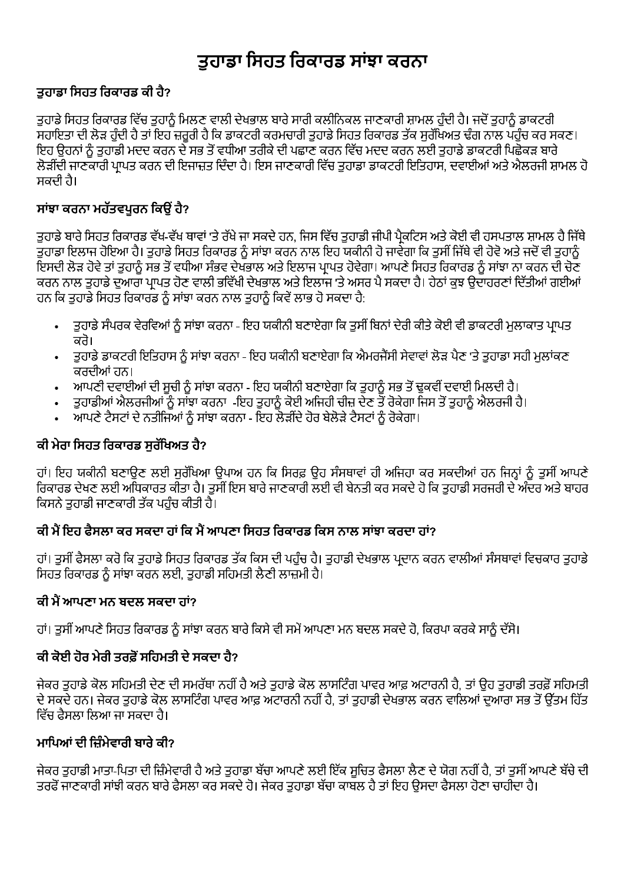# ਤੁਹਾਡਾ ਸਿਹਤ ਰਿਕਾਰਡ ਸਾਂਝਾ ਕਰਨਾ

### ਤੁਹਾਡਾ ਸਿਹਤ ਰਿਕਾਰਡ ਕੀ ਹੈ?

ਤੁਹਾਡੇ ਸਿਹਤ ਰਿਕਾਰਡ ਵਿੱਚ ਤੁਹਾਨੂੰ ਮਿਲਣ ਵਾਲੀ ਦੇਖਭਾਲ ਬਾਰੇ ਸਾਰੀ ਕਲੀਨਿਕਲ ਜਾਣਕਾਰੀ ਸ਼ਾਮਲ ਹੁੰਦੀ ਹੈ। ਜਦੋਂ ਤੁਹਾਨੂੰ ਡਾਕਟਰੀ ਸਹਾਇਤਾ ਦੀ ਲੋੜ ਹੁੰਦੀ ਹੈ ਤਾਂ ਇਹ ਜ਼ਰੂਰੀ ਹੈ ਕਿ ਡਾਕਟਰੀ ਕਰਮਚਾਰੀ ਤੁਹਾਡੇ ਸਿਹਤ ਰਿਕਾਰਡ ਤੱਕ ਸੁਰੱਖਿਅਤ ਢੰਗ ਨਾਲ ਪਹੁੰਚ ਕਰ ਸਕਣ। ਇਹ ਉਹਨਾਂ ਨੂੰ ਤੁਹਾਡੀ ਮਦਦ ਕਰਨ ਦੇ ਸਭ ਤੋਂ ਵਧੀਆ ਤਰੀਕੇ ਦੀ ਪਛਾਣ ਕਰਨ ਵਿੱਚ ਮਦਦ ਕਰਨ ਲਈ ਤੁਹਾਡੇ ਡਾਕਟਰੀ ਪਿਛੋਕੜ ਬਾਰੇ ਲੋੜੀਂਦੀ ਜਾਣਕਾਰੀ ਪ੍ਰਾਪਤ ਕਰਨ ਦੀ ਇਜਾਜ਼ਤ ਦਿੰਦਾ ਹੈ। ਇਸ ਜਾਣਕਾਰੀ ਵਿੱਚ ਤੁਹਾਡਾ ਡਾਕਟਰੀ ਇਤਿਹਾਸ, ਦਵਾਈਆਂ ਅਤੇ ਐਲਰਜੀ ਸ਼ਾਮਲ ਹੋ ਸਕਦੀ ਹੈ।

### ਸਾਂਝਾ ਕਰਨਾ ਮਹੱਤਵਪੂਰਨ ਕਿਉਂ ਹੈ?

ਤੁਹਾਡੇ ਬਾਰੇ ਸਿਹਤ ਰਿਕਾਰਡ ਵੱਖ-ਵੱਖ ਥਾਵਾਂ 'ਤੇ ਰੱਖੇ ਜਾ ਸਕਦੇ ਹਨ, ਜਿਸ ਵਿੱਚ ਤੁਹਾਡੀ ਜੀਪੀ ਪ੍ਰੈਕਟਿਸ ਅਤੇ ਕੋਈ ਵੀ ਹਸਪਤਾਲ ਸ਼ਾਮਲ ਹੈ ਜਿੱਥੇ ਤੁਹਾਡਾ ਇਲਾਜ ਹੋਇਆ ਹੈ। ਤੁਹਾਡੇ ਸਿਹਤ ਰਿਕਾਰਡ ਨੂੰ ਸਾਂਝਾ ਕਰਨ ਨਾਲ ਇਹ ਯਕੀਨੀ ਹੋ ਜਾਵੇਗਾ ਕਿ ਤੁਸੀਂ ਜਿੱਥੇ ਵੀ ਹੋਵੋ ਅਤੇ ਜਦੋਂ ਵੀ ਤੁਹਾਨੂੰ ਇਸਦੀ ਲੋੜ ਹੋਵੇ ਤਾਂ ਤੁਹਾਨੂੰ ਸਭ ਤੋਂ ਵਧੀਆ ਸੰਭਵ ਦੇਖਭਾਲ ਅਤੇ ਇਲਾਜ ਪ੍ਰਾਪਤ ਹੋਵੇਗਾ। ਆਪਣੇ ਸਿਹਤ ਰਿਕਾਰਡ ਨੂੰ ਸਾਂਝਾ ਨਾ ਕਰਨ ਦੀ ਚੋਣ ਕਰਨ ਨਾਲ ਤੁਹਾਡੇ ਦੁਆਰਾ ਪ੍ਰਾਪਤ ਹੋਣ ਵਾਲੀ ਭਵਿੱਖੀ ਦੇਖਭਾਲ ਅਤੇ ਇਲਾਜ 'ਤੇ ਅਸਰ ਪੈ ਸਕਦਾ ਹੈ। ਹੇਠਾਂ ਕੁਝ ਉਦਾਹਰਣਾਂ ਦਿੱਤੀਆਂ ਗਈਆਂ ਹਨ ਕਿ ਤੁਹਾਡੇ ਸਿਹਤ ਰਿਕਾਰਡ ਨੂੰ ਸਾਂਝਾ ਕਰਨ ਨਾਲ ਤੁਹਾਨੂੰ ਕਿਵੇਂ ਲਾਭ ਹੋ ਸਕਦਾ ਹੈ:

- ਤੁਹਾਡੇ ਸੰਪਰਕ ਵੇਰਵਿਆਂ ਨੂੰ ਸਾਂਝਾ ਕਰਨਾ - ਇਹ ਯਕੀਨੀ ਬਣਾਏਗਾ ਕਿ ਤੁਸੀਂ ਬਿਨਾਂ ਦੇਰੀ ਕੀਤੇ ਕੋਈ ਵੀ ਡਾਕਟਰੀ ਮੁਲਾਕਾਤ ਪ੍ਰਾਪਤ ਕਰੋ।
- ਤੁਹਾਡੇ ਡਾਕਟਰੀ ਇਤਿਹਾਸ ਨੂੰ ਸਾਂਝਾ ਕਰਨਾ - ਇਹ ਯਕੀਨੀ ਬਣਾਏਗਾ ਕਿ ਐਮਰਜੈਂਸੀ ਸੇਵਾਵਾਂ ਲੋੜ ਪੈਣ 'ਤੇ ਤੁਹਾਡਾ ਸਹੀ ਮੁਲਾਂਕਣ ਕਰਦੀਆਂ ਹਨ।
- ਆਪਣੀ ਦਵਾਈਆਂ ਦੀ ਸੂਚੀ ਨੂੰ ਸਾਂਝਾ ਕਰਨਾ - ਇਹ ਯਕੀਨੀ ਬਣਾਏਗਾ ਕਿ ਤੁਹਾਨੂੰ ਸਭ ਤੋਂ ਢੁਕਵੀਂ ਦਵਾਈ ਮਿਲਦੀ ਹੈ।
- ਤੁਹਾਡੀਆਂ ਐਲਰਜੀਆਂ ਨੂੰ ਸਾਂਝਾ ਕਰਨਾ -ਇਹ ਤੁਹਾਨੂੰ ਕੋਈ ਅਜਿਹੀ ਚੀਜ਼ ਦੇਣ ਤੋਂ ਰੋਕੇਗਾ ਜਿਸ ਤੋਂ ਤੁਹਾਨੂੰ ਐਲਰਜੀ ਹੈ।
- ਆਪਣੇ ਟੈਸਟਾਂ ਦੇ ਨਤੀਜਿਆਂ ਨੂੰ ਸਾਂਝਾ ਕਰਨਾ - ਇਹ ਲੋੜੀਂਦੇ ਹੋਰ ਬੇਲੋੜੇ ਟੈਸਟਾਂ ਨੂੰ ਰੋਕੇਗਾ।

### ਕੀ ਮੇਰਾ ਸਿਹਤ ਰਿਕਾਰਡ ਸੁਰੱਖਿਅਤ ਹੈ?

ਹਾਂ। ਇਹ ਯਕੀਨੀ ਬਣਾਉਣ ਲਈ ਸੁਰੱਖਿਆ ਉਪਾਅ ਹਨ ਕਿ ਸਿਰਫ਼ ਉਹ ਸੰਸਥਾਵਾਂ ਹੀ ਅਜਿਹਾ ਕਰ ਸਕਦੀਆਂ ਹਨ ਜਿਨ੍ਹਾਂ ਨੂੰ ਤੁਸੀਂ ਆਪਣੇ ਰਿਕਾਰਡ ਦੇਖਣ ਲਈ ਅਧਿਕਾਰਤ ਕੀਤਾ ਹੈ। ਤੁਸੀਂ ਇਸ ਬਾਰੇ ਜਾਣਕਾਰੀ ਲਈ ਵੀ ਬੇਨਤੀ ਕਰ ਸਕਦੇ ਹੋ ਕਿ ਤੁਹਾਡੀ ਸਰਜਰੀ ਦੇ ਅੰਦਰ ਅਤੇ ਬਾਹਰ ਕਿਸਨੇ ਤੁਹਾਡੀ ਜਾਣਕਾਰੀ ਤੱਕ ਪਹੁੰਚ ਕੀਤੀ ਹੈ।

### ਕੀ ਮੈਂ ਇਹ ਫੈਸਲਾ ਕਰ ਸਕਦਾ ਹਾਂ ਕਿ ਮੈਂ ਆਪਣਾ ਸਿਹਤ ਰਿਕਾਰਡ ਕਿਸ ਨਾਲ ਸਾਂਝਾ ਕਰਦਾ ਹਾਂ?

ਹਾਂ। ਤੁਸੀਂ ਫੈਸਲਾ ਕਰੋ ਕਿ ਤੁਹਾਡੇ ਸਿਹਤ ਰਿਕਾਰਡ ਤੱਕ ਕਿਸ ਦੀ ਪਹੁੰਚ ਹੈ। ਤੁਹਾਡੀ ਦੇਖਭਾਲ ਪ੍ਰਦਾਨ ਕਰਨ ਵਾਲੀਆਂ ਸੰਸਥਾਵਾਂ ਵਿਚਕਾਰ ਤੁਹਾਡੇ ਸਿਹਤ ਰਿਕਾਰਡ ਨੂੰ ਸਾਂਝਾ ਕਰਨ ਲਈ, ਤੁਹਾਡੀ ਸਹਿਮਤੀ ਲੈਣੀ ਲਾਜ਼ਮੀ ਹੈ।

### ਕੀ ਮੈਂ ਆਪਣਾ ਮਨ ਬਦਲ ਸਕਦਾ ਹਾਂ?

ਹਾਂ। ਤੁਸੀਂ ਆਪਣੇ ਸਿਹਤ ਰਿਕਾਰਡ ਨੂੰ ਸਾਂਝਾ ਕਰਨ ਬਾਰੇ ਕਿਸੇ ਵੀ ਸਮੇਂ ਆਪਣਾ ਮਨ ਬਦਲ ਸਕਦੇ ਹੋ, ਕਿਰਪਾ ਕਰਕੇ ਸਾਨੂੰ ਦੱਸੋ।

### ਕੀ ਕੋਈ ਹੋਰ ਮੇਰੀ ਤਰਫ਼ੋਂ ਸਹਿਮਤੀ ਦੇ ਸਕਦਾ ਹੈ?

ਜੇਕਰ ਤੁਹਾਡੇ ਕੋਲ ਸਹਿਮਤੀ ਦੇਣ ਦੀ ਸਮਰੱਥਾ ਨਹੀਂ ਹੈ ਅਤੇ ਤੁਹਾਡੇ ਕੋਲ ਲਾਸਟਿੰਗ ਪਾਵਰ ਆਫ਼ ਅਟਾਰਨੀ ਹੈ, ਤਾਂ ਉਹ ਤੁਹਾਡੀ ਤਰਫ਼ੋਂ ਸਹਿਮਤੀ ਦੇ ਸਕਦੇ ਹਨ। ਜੇਕਰ ਤੁਹਾਡੇ ਕੋਲ ਲਾਸਟਿੰਗ ਪਾਵਰ ਆਫ਼ ਅਟਾਰਨੀ ਨਹੀਂ ਹੈ, ਤਾਂ ਤੁਹਾਡੀ ਦੇਖਭਾਲ ਕਰਨ ਵਾਲਿਆਂ ਦੁਆਰਾ ਸਭ ਤੋਂ ਉੱਤਮ ਹਿੱਤ ਵਿੱਚ ਫੈਸਲਾ ਲਿਆ ਜਾ ਸਕਦਾ ਹੈ।

### ਮਾਪਿਆਂ ਦੀ ਜ਼ਿੰਮੇਵਾਰੀ ਬਾਰੇ ਕੀ?

ਜੇਕਰ ਤੁਹਾਡੀ ਮਾਤਾ-ਪਿਤਾ ਦੀ ਜ਼ਿੰਮੇਵਾਰੀ ਹੈ ਅਤੇ ਤੁਹਾਡਾ ਬੱਚਾ ਆਪਣੇ ਲਈ ਇੱਕ ਸੂਚਿਤ ਫੈਸਲਾ ਲੈਣ ਦੇ ਯੋਗ ਨਹੀਂ ਹੈ, ਤਾਂ ਤੁਸੀਂ ਆਪਣੇ ਬੱਚੇ ਦੀ ਤਰਫੋਂ ਜਾਣਕਾਰੀ ਸਾਂਝੀ ਕਰਨ ਬਾਰੇ ਫੈਸਲਾ ਕਰ ਸਕਦੇ ਹੋ। ਜੇਕਰ ਤੁਹਾਡਾ ਬੱਚਾ ਕਾਬਲ ਹੈ ਤਾਂ ਇਹ ਉਸਦਾ ਫੈਸਲਾ ਹੋਣਾ ਚਾਹੀਦਾ ਹੈ।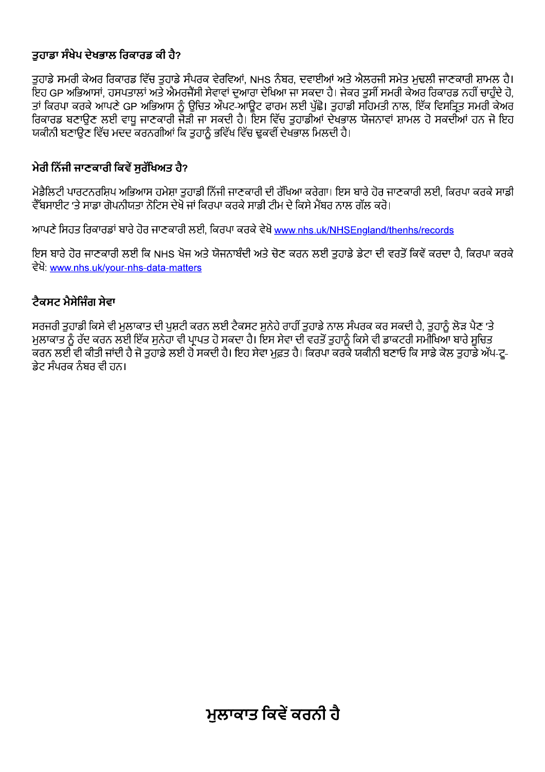### ਤੁਹਾਡਾ ਸੰਖੇਪ ਦੇਖਭਾਲ ਰਿਕਾਰਡ ਕੀ ਹੈ?

ਤੁਹਾਡੇ ਸਮਰੀ ਕੇਅਰ ਰਿਕਾਰਡ ਵਿੱਚ ਤੁਹਾਡੇ ਸੰਪਰਕ ਵੇਰਵਿਆਂ, NHS ਨੰਬਰ, ਦਵਾਈਆਂ ਅਤੇ ਐਲਰਜੀ ਸਮੇਤ ਮੁਢਲੀ ਜਾਣਕਾਰੀ ਸ਼ਾਮਲ ਹੈ। ਇਹ GP ਅਭਿਆਸਾਂ, ਹਸਪਤਾਲਾਂ ਅਤੇ ਐਮਰਜੈਂਸੀ ਸੇਵਾਵਾਂ ਦੁਆਰਾ ਦੇਖਿਆ ਜਾ ਸਕਦਾ ਹੈ। ਜੇਕਰ ਤੁਸੀਂ ਸਮਰੀ ਕੇਅਰ ਰਿਕਾਰਡ ਨਹੀਂ ਚਾਹੁੰਦੇ ਹੋ, ਤਾਂ ਕਿਰਪਾ ਕਰਕੇ ਆਪਣੇ GP ਅਭਿਆਸ ਨੂੰ ਉਚਿਤ ਔਪਟ-ਆਊਟ ਫਾਰਮ ਲਈ ਪੁੱਛੋ। ਤੁਹਾਡੀ ਸਹਿਮਤੀ ਨਾਲ, ਇੱਕ ਵਿਸਤ੍ਰਿਤ ਸਮਰੀ ਕੇਅਰ ਰਿਕਾਰਡ ਬਣਾਉਣ ਲਈ ਵਾਧੂ ਜਾਣਕਾਰੀ ਜੋੜੀ ਜਾ ਸਕਦੀ ਹੈ। ਇਸ ਵਿੱਚ ਤੁਹਾਡੀਆਂ ਦੇਖਭਾਲ ਯੋਜਨਾਵਾਂ ਸ਼ਾਮਲ ਹੋ ਸਕਦੀਆਂ ਹਨ ਜੋ ਇਹ ਯਕੀਨੀ ਬਣਾਉਣ ਵਿੱਚ ਮਦਦ ਕਰਨਗੀਆਂ ਕਿ ਤੁਹਾਨੂੰ ਭਵਿੱਖ ਵਿੱਚ ਢੁਕਵੀਂ ਦੇਖਭਾਲ ਮਿਲਦੀ ਹੈ।

### ਮੇਰੀ ਨਿੱਜੀ ਜਾਣਕਾਰੀ ਕਿਵੇਂ ਸੁਰੱਖਿਅਤ ਹੈ?

ਮੋਡੈਲਿਟੀ ਪਾਰਟਨਰਸ਼ਿਪ ਅਭਿਆਸ ਹਮੇਸ਼ਾ ਤੁਹਾਡੀ ਨਿੱਜੀ ਜਾਣਕਾਰੀ ਦੀ ਰੱਖਿਆ ਕਰੇਗਾ। ਇਸ ਬਾਰੇ ਹੋਰ ਜਾਣਕਾਰੀ ਲਈ, ਕਿਰਪਾ ਕਰਕੇ ਸਾਡੀ ਵੈੱਬਸਾਈਟ 'ਤੇ ਸਾਡਾ ਗੋਪਨੀਯਤਾ ਨੋਟਿਸ ਦੇਖੋ ਜਾਂ ਕਿਰਪਾ ਕਰਕੇ ਸਾਡੀ ਟੀਮ ਦੇ ਕਿਸੇ ਮੈਂਬਰ ਨਾਲ ਗੱਲ ਕਰੋ।

ਆਪਣੇ ਸਿਹਤ ਰਿਕਾਰਡਾਂ ਬਾਰੇ ਹੋਰ ਜਾਣਕਾਰੀ ਲਈ, ਕਿਰਪਾ ਕਰਕੇ ਵੇਖੋ [www.nhs.uk/NHSEngland/thenhs/records](http://www.nhs.uk/NHSEngland/thenhs/records)

ਇਸ ਬਾਰੇ ਹੋਰ ਜਾਣਕਾਰੀ ਲਈ ਕਿ NHS ਖੋਜ ਅਤੇ ਯੋਜਨਾਬੰਦੀ ਅਤੇ ਚੋਣ ਕਰਨ ਲਈ ਤੁਹਾਡੇ ਡੇਟਾ ਦੀ ਵਰਤੋਂ ਕਿਵੇਂ ਕਰਦਾ ਹੈ, ਕਿਰਪਾ ਕਰਕੇ ਵੇਖੋ: [www.nhs.uk/your-nhs-data-matters](http://www.nhs.uk/your-nhs-data-matters)

### ਟੈਕਸਟ ਮੈਸੇਜਿੰਗ ਸੇਵਾ

ਸਰਜਰੀ ਤੁਹਾਡੀ ਕਿਸੇ ਵੀ ਮੁਲਾਕਾਤ ਦੀ ਪੁਸ਼ਟੀ ਕਰਨ ਲਈ ਟੈਕਸਟ ਸੁਨੇਹੇ ਰਾਹੀਂ ਤੁਹਾਡੇ ਨਾਲ ਸੰਪਰਕ ਕਰ ਸਕਦੀ ਹੈ, ਤੁਹਾਨੂੰ ਲੋੜ ਪੈਣ 'ਤੇ ਮੁਲਾਕਾਤ ਨੂੰ ਰੱਦ ਕਰਨ ਲਈ ਇੱਕ ਸੁਨੇਹਾ ਵੀ ਪ੍ਰਾਪਤ ਹੋ ਸਕਦਾ ਹੈ। ਇਸ ਸੇਵਾ ਦੀ ਵਰਤੋਂ ਤੁਹਾਨੂੰ ਕਿਸੇ ਵੀ ਡਾਕਟਰੀ ਸਮੀਖਿਆ ਬਾਰੇ ਸੂਚਿਤ ਕਰਨ ਲਈ ਵੀ ਕੀਤੀ ਜਾਂਦੀ ਹੈ ਜੋ ਤੁਹਾਡੇ ਲਈ ਹੋ ਸਕਦੀ ਹੈ। ਇਹ ਸੇਵਾ ਮੁਫ਼ਤ ਹੈ। ਕਿਰਪਾ ਕਰਕੇ ਯਕੀਨੀ ਬਣਾਓ ਕਿ ਸਾਡੇ ਕੋਲ ਤੁਹਾਡੇ ਅੱਪ-ਟੂ-ਡੇਟ ਸੰਪਰਕ ਨੰਬਰ ਵੀ ਹਨ।

## ਮੁਲਾਕਾਤ ਕਿਵੇਂ ਕਰਨੀ ਹੈ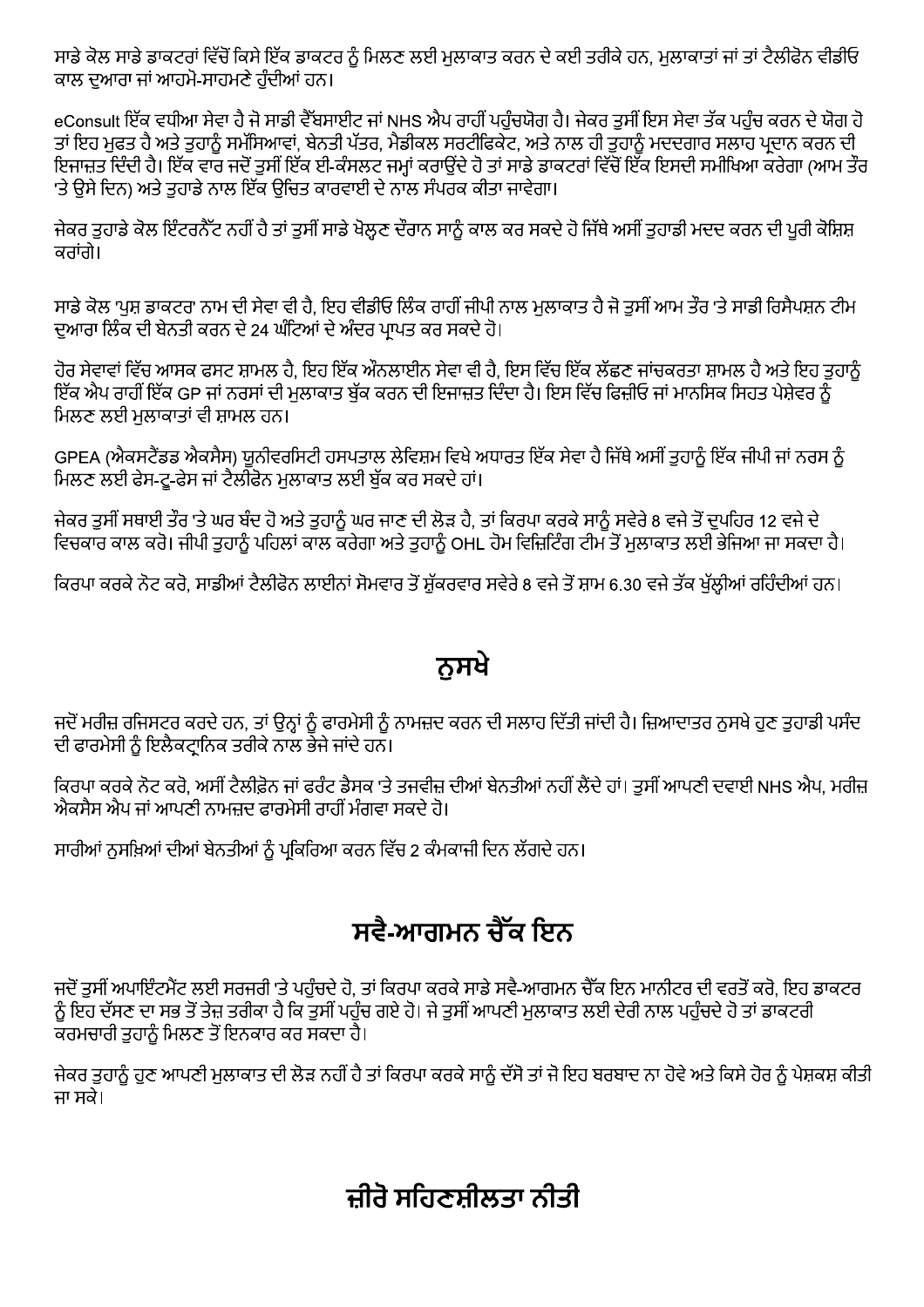ਸਾਡੇ ਕੋਲ ਸਾਡੇ ਡਾਕਟਰਾਂ ਵਿੱਚੋਂ ਕਿਸੇ ਇੱਕ ਡਾਕਟਰ ਨੂੰ ਮਿਲਣ ਲਈ ਮੁਲਾਕਾਤ ਕਰਨ ਦੇ ਕਈ ਤਰੀਕੇ ਹਨ, ਮੁਲਾਕਾਤਾਂ ਜਾਂ ਤਾਂ ਟੈਲੀਫੋਨ ਵੀਡੀਓ ਕਾਲ ਦੁਆਰਾ ਜਾਂ ਆਹਮੋ-ਸਾਹਮਣੇ ਹੁੰਦੀਆਂ ਹਨ।

eConsult ਇੱਕ ਵਧੀਆ ਸੇਵਾ ਹੈ ਜੋ ਸਾਡੀ ਵੈੱਬਸਾਈਟ ਜਾਂ NHS ਐਪ ਰਾਹੀਂ ਪਹੁੰਚਯੋਗ ਹੈ। ਜੇਕਰ ਤੁਸੀਂ ਇਸ ਸੇਵਾ ਤੱਕ ਪਹੁੰਚ ਕਰਨ ਦੇ ਯੋਗ ਹੋ ਤਾਂ ਇਹ ਮੁਫਤ ਹੈ ਅਤੇ ਤੁਹਾਨੂੰ ਸਮੱਸਿਆਵਾਂ, ਬੇਨਤੀ ਪੱਤਰ, ਮੈਡੀਕਲ ਸਰਟੀਫਿਕੇਟ, ਅਤੇ ਨਾਲ ਹੀ ਤੁਹਾਨੂੰ ਮਦਦਗਾਰ ਸਲਾਹ ਪ੍ਰਦਾਨ ਕਰਨ ਦੀ ਇਜਾਜ਼ਤ ਦਿੰਦੀ ਹੈ। ਇੱਕ ਵਾਰ ਜਦੋਂ ਤੁਸੀਂ ਇੱਕ ਈ-ਕੰਸਲਟ ਜਮ੍ਹਾਂ ਕਰਾਉਂਦੇ ਹੋ ਤਾਂ ਸਾਡੇ ਡਾਕਟਰਾਂ ਵਿੱਚੋਂ ਇੱਕ ਇਸਦੀ ਸਮੀਖਿਆ ਕਰੇਗਾ (ਆਮ ਤੌਰ 'ਤੇ ਉਸੇ ਦਿਨ) ਅਤੇ ਤੁਹਾਡੇ ਨਾਲ ਇੱਕ ਉਚਿਤ ਕਾਰਵਾਈ ਦੇ ਨਾਲ ਸੰਪਰਕ ਕੀਤਾ ਜਾਵੇਗਾ।

ਜੇਕਰ ਤੁਹਾਡੇ ਕੋਲ ਇੰਟਰਨੈੱਟ ਨਹੀਂ ਹੈ ਤਾਂ ਤੁਸੀਂ ਸਾਡੇ ਖੋਲ੍ਹਣ ਦੌਰਾਨ ਸਾਨੂੰ ਕਾਲ ਕਰ ਸਕਦੇ ਹੋ ਜਿੱਥੇ ਅਸੀਂ ਤੁਹਾਡੀ ਮਦਦ ਕਰਨ ਦੀ ਪੂਰੀ ਕੋਸ਼ਿਸ਼ ਕਰਾਂਗੇ।

ਸਾਡੇ ਕੋਲ 'ਪੁਸ਼ ਡਾਕਟਰ' ਨਾਮ ਦੀ ਸੇਵਾ ਵੀ ਹੈ, ਇਹ ਵੀਡੀਓ ਲਿੰਕ ਰਾਹੀਂ ਜੀਪੀ ਨਾਲ ਮੁਲਾਕਾਤ ਹੈ ਜੋ ਤੁਸੀਂ ਆਮ ਤੌਰ 'ਤੇ ਸਾਡੀ ਰਿਸੈਪਸ਼ਨ ਟੀਮ ਦੁਆਰਾ ਲਿੰਕ ਦੀ ਬੇਨਤੀ ਕਰਨ ਦੇ 24 ਘੰਟਿਆਂ ਦੇ ਅੰਦਰ ਪ੍ਰਾਪਤ ਕਰ ਸਕਦੇ ਹੋ।

ਹੋਰ ਸੇਵਾਵਾਂ ਵਿੱਚ ਆਸਕ ਫਸਟ ਸ਼ਾਮਲ ਹੈ, ਇਹ ਇੱਕ ਔਨਲਾਈਨ ਸੇਵਾ ਵੀ ਹੈ, ਇਸ ਵਿੱਚ ਇੱਕ ਲੱਛਣ ਜਾਂਚਕਰਤਾ ਸ਼ਾਮਲ ਹੈ ਅਤੇ ਇਹ ਤੁਹਾਨੂੰ ਇੱਕ ਐਪ ਰਾਹੀਂ ਇੱਕ GP ਜਾਂ ਨਰਸਾਂ ਦੀ ਮੁਲਾਕਾਤ ਬੁੱਕ ਕਰਨ ਦੀ ਇਜਾਜ਼ਤ ਦਿੰਦਾ ਹੈ। ਇਸ ਵਿੱਚ ਫਿਜ਼ੀਓ ਜਾਂ ਮਾਨਸਿਕ ਸਿਹਤ ਪੇਸ਼ੇਵਰ ਨੂੰ ਮਿਲਣ ਲਈ ਮੁਲਾਕਾਤਾਂ ਵੀ ਸ਼ਾਮਲ ਹਨ।

GPEA (ਐਕਸਟੈਂਡਡ ਐਕਸੈਸ) ਯੂਨੀਵਰਸਿਟੀ ਹਸਪਤਾਲ ਲੇਵਿਸ਼ਮ ਵਿਖੇ ਅਧਾਰਤ ਇੱਕ ਸੇਵਾ ਹੈ ਜਿੱਥੇ ਅਸੀਂ ਤੁਹਾਨੂੰ ਇੱਕ ਜੀਪੀ ਜਾਂ ਨਰਸ ਨੂੰ ਮਿਲਣ ਲਈ ਫੇਸ-ਟੂ-ਫੇਸ ਜਾਂ ਟੈਲੀਫੋਨ ਮੁਲਾਕਾਤ ਲਈ ਬੁੱਕ ਕਰ ਸਕਦੇ ਹਾਂ।

ਜੇਕਰ ਤੁਸੀਂ ਸਥਾਈ ਤੌਰ 'ਤੇ ਘਰ ਬੰਦ ਹੋ ਅਤੇ ਤੁਹਾਨੂੰ ਘਰ ਜਾਣ ਦੀ ਲੋੜ ਹੈ, ਤਾਂ ਕਿਰਪਾ ਕਰਕੇ ਸਾਨੂੰ ਸਵੇਰੇ 8 ਵਜੇ ਤੋਂ ਦੁਪਹਿਰ 12 ਵਜੇ ਦੇ ਵਿਚਕਾਰ ਕਾਲ ਕਰੋ। ਜੀਪੀ ਤੁਹਾਨੂੰ ਪਹਿਲਾਂ ਕਾਲ ਕਰੇਗਾ ਅਤੇ ਤੁਹਾਨੂੰ OHL ਹੋਮ ਵਿਜ਼ਿਟਿੰਗ ਟੀਮ ਤੋਂ ਮੁਲਾਕਾਤ ਲਈ ਭੇਜਿਆ ਜਾ ਸਕਦਾ ਹੈ।

ਕਿਰਪਾ ਕਰਕੇ ਨੋਟ ਕਰੋ, ਸਾਡੀਆਂ ਟੈਲੀਫੋਨ ਲਾਈਨਾਂ ਸੋਮਵਾਰ ਤੋਂ ਸ਼ੁੱਕਰਵਾਰ ਸਵੇਰੇ 8 ਵਜੇ ਤੋਂ ਸ਼ਾਮ 6.30 ਵਜੇ ਤੱਕ ਖੁੱਲ੍ਹੀਆਂ ਰਹਿੰਦੀਆਂ ਹਨ।

## ਨੁਸਖੇ

ਜਦੋਂ ਮਰੀਜ਼ ਰਜਿਸਟਰ ਕਰਦੇ ਹਨ, ਤਾਂ ਉਨ੍ਹਾਂ ਨੂੰ ਫਾਰਮੇਸੀ ਨੂੰ ਨਾਮਜ਼ਦ ਕਰਨ ਦੀ ਸਲਾਹ ਦਿੱਤੀ ਜਾਂਦੀ ਹੈ। ਜ਼ਿਆਦਾਤਰ ਨੁਸਖੇ ਹੁਣ ਤੁਹਾਡੀ ਪਸੰਦ ਦੀ ਫਾਰਮੇਸੀ ਨੂੰ ਇਲੈਕਟ੍ਰਾਨਿਕ ਤਰੀਕੇ ਨਾਲ ਭੇਜੇ ਜਾਂਦੇ ਹਨ।

ਕਿਰਪਾ ਕਰਕੇ ਨੋਟ ਕਰੋ, ਅਸੀਂ ਟੈਲੀਫ਼ੋਨ ਜਾਂ ਫਰੰਟ ਡੈਸਕ 'ਤੇ ਤਜਵੀਜ਼ ਦੀਆਂ ਬੇਨਤੀਆਂ ਨਹੀਂ ਲੈਂਦੇ ਹਾਂ। ਤੁਸੀਂ ਆਪਣੀ ਦਵਾਈ NHS ਐਪ, ਮਰੀਜ਼ ਐਕਸੈਸ ਐਪ ਜਾਂ ਆਪਣੀ ਨਾਮਜ਼ਦ ਫਾਰਮੇਸੀ ਰਾਹੀਂ ਮੰਗਵਾ ਸਕਦੇ ਹੋ।

ਸਾਰੀਆਂ ਨੁਸਖ਼ਿਆਂ ਦੀਆਂ ਬੇਨਤੀਆਂ ਨੂੰ ਪ੍ਰਕਿਰਿਆ ਕਰਨ ਵਿੱਚ 2 ਕੰਮਕਾਜੀ ਦਿਨ ਲੱਗਦੇ ਹਨ।

## ਸਵੈ-ਆਗਮਨ ਚੈੱਕ ਇਨ

ਜਦੋਂ ਤੁਸੀਂ ਅਪਾਇੰਟਮੈਂਟ ਲਈ ਸਰਜਰੀ 'ਤੇ ਪਹੁੰਚਦੇ ਹੋ, ਤਾਂ ਕਿਰਪਾ ਕਰਕੇ ਸਾਡੇ ਸਵੈ-ਆਗਮਨ ਚੈੱਕ ਇਨ ਮਾਨੀਟਰ ਦੀ ਵਰਤੋਂ ਕਰੋ, ਇਹ ਡਾਕਟਰ ਨੂੰ ਇਹ ਦੱਸਣ ਦਾ ਸਭ ਤੋਂ ਤੇਜ਼ ਤਰੀਕਾ ਹੈ ਕਿ ਤੁਸੀਂ ਪਹੁੰਚ ਗਏ ਹੋ। ਜੇ ਤੁਸੀਂ ਆਪਣੀ ਮੁਲਾਕਾਤ ਲਈ ਦੇਰੀ ਨਾਲ ਪਹੁੰਚਦੇ ਹੋ ਤਾਂ ਡਾਕਟਰੀ ਕਰਮਚਾਰੀ ਤੁਹਾਨੂੰ ਮਿਲਣ ਤੋਂ ਇਨਕਾਰ ਕਰ ਸਕਦਾ ਹੈ।

ਜੇਕਰ ਤੁਹਾਨੂੰ ਹੁਣ ਆਪਣੀ ਮੁਲਾਕਾਤ ਦੀ ਲੋੜ ਨਹੀਂ ਹੈ ਤਾਂ ਕਿਰਪਾ ਕਰਕੇ ਸਾਨੂੰ ਦੱਸੋ ਤਾਂ ਜੋ ਇਹ ਬਰਬਾਦ ਨਾ ਹੋਵੇ ਅਤੇ ਕਿਸੇ ਹੋਰ ਨੂੰ ਪੇਸ਼ਕਸ਼ ਕੀਤੀ ਜਾ ਸਕੇ।

## ਜ਼ੀਰੋ ਸਹਿਣਸ਼ੀਲਤਾ ਨੀਤੀ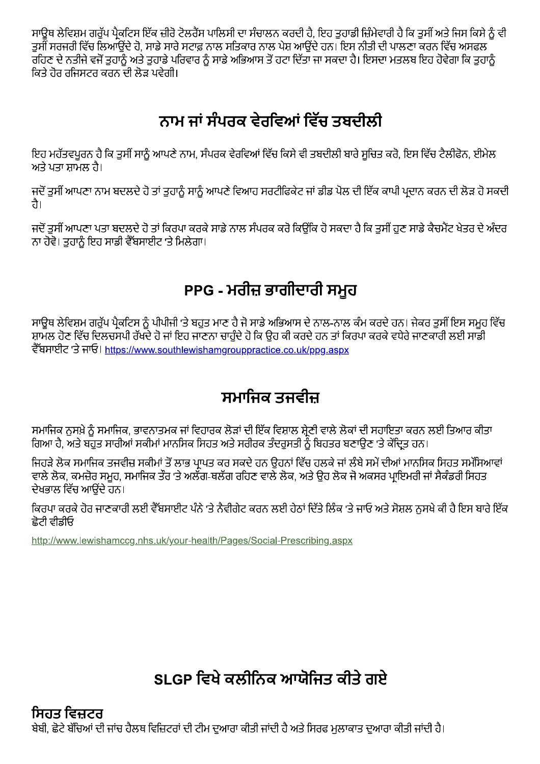ਸਾਊਥ ਲੇਵਿਸ਼ਮ ਗਰੁੱਪ ਪ੍ਰੈਕਟਿਸ ਇੱਕ ਜ਼ੀਰੋ ਟੋਲਰੈਂਸ ਪਾਲਿਸੀ ਦਾ ਸੰਚਾਲਨ ਕਰਦੀ ਹੈ, ਇਹ ਤੁਹਾਡੀ ਜ਼ਿੰਮੇਵਾਰੀ ਹੈ ਕਿ ਤੁਸੀਂ ਅਤੇ ਜਿਸ ਕਿਸੇ ਨੂੰ ਵੀ ਤੁਸੀਂ ਸਰਜਰੀ ਵਿੱਚ ਲਿਆਉਂਦੇ ਹੋ, ਸਾਡੇ ਸਾਰੇ ਸਟਾਫ਼ ਨਾਲ ਸਤਿਕਾਰ ਨਾਲ ਪੇਸ਼ ਆਉਂਦੇ ਹਨ। ਇਸ ਨੀਤੀ ਦੀ ਪਾਲਣਾ ਕਰਨ ਵਿੱਚ ਅਸਫਲ ਰਹਿਣ ਦੇ ਨਤੀਜੇ ਵਜੋਂ ਤੁਹਾਨੂੰ ਅਤੇ ਤੁਹਾਡੇ ਪਰਿਵਾਰ ਨੂੰ ਸਾਡੇ ਅਭਿਆਸ ਤੋਂ ਹਟਾ ਦਿੱਤਾ ਜਾ ਸਕਦਾ ਹੈ। ਇਸਦਾ ਮਤਲਬ ਇਹ ਹੋਵੇਗਾ ਕਿ ਤੁਹਾਨੂੰ ਕਿਤੇ ਹੋਰ ਰਜਿਸਟਰ ਕਰਨ ਦੀ ਲੋੜ ਪਵੇਗੀ।

## ਨਾਮ ਜਾਂ ਸੰਪਰਕ ਵੇਰਵਿਆਂ ਵਿੱਚ ਤਬਦੀਲੀ

ਇਹ ਮਹੱਤਵਪੂਰਨ ਹੈ ਕਿ ਤੁਸੀਂ ਸਾਨੂੰ ਆਪਣੇ ਨਾਮ, ਸੰਪਰਕ ਵੇਰਵਿਆਂ ਵਿੱਚ ਕਿਸੇ ਵੀ ਤਬਦੀਲੀ ਬਾਰੇ ਸੂਚਿਤ ਕਰੋ, ਇਸ ਵਿੱਚ ਟੈਲੀਫੋਨ, ਈਮੇਲ ਅਤੇ ਪਤਾ ਸ਼ਾਮਲ ਹੈ।

ਜਦੋਂ ਤੁਸੀਂ ਆਪਣਾ ਨਾਮ ਬਦਲਦੇ ਹੋ ਤਾਂ ਤੁਹਾਨੂੰ ਸਾਨੂੰ ਆਪਣੇ ਵਿਆਹ ਸਰਟੀਫਿਕੇਟ ਜਾਂ ਡੀਡ ਪੋਲ ਦੀ ਇੱਕ ਕਾਪੀ ਪ੍ਰਦਾਨ ਕਰਨ ਦੀ ਲੋੜ ਹੋ ਸਕਦੀ ਹੈ।

ਜਦੋਂ ਤੁਸੀਂ ਆਪਣਾ ਪਤਾ ਬਦਲਦੇ ਹੋ ਤਾਂ ਕਿਰਪਾ ਕਰਕੇ ਸਾਡੇ ਨਾਲ ਸੰਪਰਕ ਕਰੋ ਕਿਉਂਕਿ ਹੋ ਸਕਦਾ ਹੈ ਕਿ ਤੁਸੀਂ ਹੁਣ ਸਾਡੇ ਕੈਚਮੈਂਟ ਖੇਤਰ ਦੇ ਅੰਦਰ ਨਾ ਹੋਵੋ। ਤੁਹਾਨੂੰ ਇਹ ਸਾਡੀ ਵੈੱਬਸਾਈਟ 'ਤੇ ਮਿਲੇਗਾ।

## PPG - ਮਰੀਜ਼ ਭਾਗੀਦਾਰੀ ਸਮੂਹ

ਸਾਊਥ ਲੇਵਿਸ਼ਮ ਗਰੁੱਪ ਪ੍ਰੈਕਟਿਸ ਨੂੰ ਪੀਪੀਜੀ 'ਤੇ ਬਹੁਤ ਮਾਣ ਹੈ ਜੋ ਸਾਡੇ ਅਭਿਆਸ ਦੇ ਨਾਲ-ਨਾਲ ਕੰਮ ਕਰਦੇ ਹਨ। ਜੇਕਰ ਤੁਸੀਂ ਇਸ ਸਮੂਹ ਵਿੱਚ ਸ਼ਾਮਲ ਹੋਣ ਵਿੱਚ ਦਿਲਚਸਪੀ ਰੱਖਦੇ ਹੋ ਜਾਂ ਇਹ ਜਾਣਨਾ ਚਾਹੁੰਦੇ ਹੋ ਕਿ ਉਹ ਕੀ ਕਰਦੇ ਹਨ ਤਾਂ ਕਿਰਪਾ ਕਰਕੇ ਵਧੇਰੇ ਜਾਣਕਾਰੀ ਲਈ ਸਾਡੀ ਵੈੱਬਸਾਈਟ 'ਤੇ ਜਾਓ। https://www.southlewishamgrouppractice.co.uk/ppg.aspx

## ਸਮਾਜਿਕ ਤਜਵੀਜ਼

ਸਮਾਜਿਕ ਨੁਸਖ਼ੇ ਨੂੰ ਸਮਾਜਿਕ, ਭਾਵਨਾਤਮਕ ਜਾਂ ਵਿਹਾਰਕ ਲੋੜਾਂ ਦੀ ਇੱਕ ਵਿਸ਼ਾਲ ਸ਼੍ਰੇਣੀ ਵਾਲੇ ਲੋਕਾਂ ਦੀ ਸਹਾਇਤਾ ਕਰਨ ਲਈ ਤਿਆਰ ਕੀਤਾ ਗਿਆ ਹੈ, ਅਤੇ ਬਹੁਤ ਸਾਰੀਆਂ ਸਕੀਮਾਂ ਮਾਨਸਿਕ ਸਿਹਤ ਅਤੇ ਸਰੀਰਕ ਤੰਦਰੁਸਤੀ ਨੂੰ ਬਿਹਤਰ ਬਣਾਉਣ 'ਤੇ ਕੇਂਦ੍ਰਿਤ ਹਨ।

ਜਿਹੜੇ ਲੋਕ ਸਮਾਜਿਕ ਤਜਵੀਜ਼ ਸਕੀਮਾਂ ਤੋਂ ਲਾਭ ਪ੍ਰਾਪਤ ਕਰ ਸਕਦੇ ਹਨ ਉਹਨਾਂ ਵਿੱਚ ਹਲਕੇ ਜਾਂ ਲੰਬੇ ਸਮੇਂ ਦੀਆਂ ਮਾਨਸਿਕ ਸਿਹਤ ਸਮੱਸਿਆਵਾਂ ਵਾਲੇ ਲੋਕ, ਕਮਜ਼ੋਰ ਸਮੂਹ, ਸਮਾਜਿਕ ਤੌਰ 'ਤੇ ਅਲੱਗ-ਥਲੱਗ ਰਹਿਣ ਵਾਲੇ ਲੋਕ, ਅਤੇ ਉਹ ਲੋਕ ਜੋ ਅਕਸਰ ਪ੍ਰਾਇਮਰੀ ਜਾਂ ਸੈਕੰਡਰੀ ਸਿਹਤ ਦੇਖਭਾਲ ਵਿੱਚ ਆਉਂਦੇ ਹਨ।

ਕਿਰਪਾ ਕਰਕੇ ਹੋਰ ਜਾਣਕਾਰੀ ਲਈ ਵੈੱਬਸਾਈਟ ਪੰਨੇ 'ਤੇ ਨੈਵੀਗੇਟ ਕਰਨ ਲਈ ਹੇਠਾਂ ਦਿੱਤੇ ਲਿੰਕ 'ਤੇ ਜਾਓ ਅਤੇ ਸੋਸ਼ਲ ਨੁਸਖੇ ਕੀ ਹੈ ਇਸ ਬਾਰੇ ਇੱਕ ਛੋਟੀ ਵੀਡੀਓ

http://www.lewishamccg.nhs.uk/your-health/Pages/Social-Prescribing.aspx

## SLGP ਵਿਖੇ ਕਲੀਨਿਕ ਆਯੋਜਿਤ ਕੀਤੇ ਗਏ

### ਸਿਹਤ ਵਿਜ਼ਟਰ

ਬੇਬੀ, ਛੋਟੇ ਬੱਚਿਆਂ ਦੀ ਜਾਂਚ ਹੈਲਥ ਵਿਜ਼ਿਟਰਾਂ ਦੀ ਟੀਮ ਦੁਆਰਾ ਕੀਤੀ ਜਾਂਦੀ ਹੈ ਅਤੇ ਸਿਰਫ ਮੁਲਾਕਾਤ ਦੁਆਰਾ ਕੀਤੀ ਜਾਂਦੀ ਹੈ।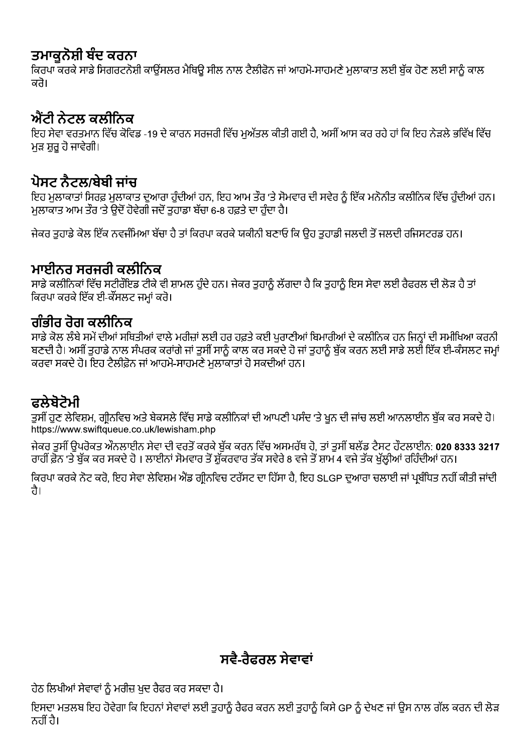## ਤਮਾਕੂਨੋਸ਼ੀ ਬੰਦ ਕਰਨਾ

ਕਿਰਪਾ ਕਰਕੇ ਸਾਡੇ ਸਿਗਰਟਨੋਸ਼ੀ ਕਾਉਂਸਲਰ ਮੈਥਿਉ ਸੀਲ ਨਾਲ ਟੈਲੀਫੋਨ ਜਾਂ ਆਹਮੋ-ਸਾਹਮਣੇ ਮੁਲਾਕਾਤ ਲਈ ਬੁੱਕ ਹੋਣ ਲਈ ਸਾਨੂੰ ਕਾਲ ਕਰੋ।

## ਐਂਟੀ ਨੇਟਲ ਕਲੀਨਿਕ

ਇਹ ਸੇਵਾ ਵਰਤਮਾਨ ਵਿੱਚ ਕੋਵਿਡ -19 ਦੇ ਕਾਰਨ ਸਰਜਰੀ ਵਿੱਚ ਮੁਅੱਤਲ ਕੀਤੀ ਗਈ ਹੈ, ਅਸੀਂ ਆਸ ਕਰ ਰਹੇ ਹਾਂ ਕਿ ਇਹ ਨੇੜਲੇ ਭਵਿੱਖ ਵਿੱਚ ਮੁੜ ਸ਼ੁਰੂ ਹੋ ਜਾਵੇਗੀ।

## ਪੋਸਟ ਨੈਟਲ/ਬੇਬੀ ਜਾਂਚ

ਇਹ ਮੁਲਾਕਾਤਾਂ ਸਿਰਫ਼ ਮੁਲਾਕਾਤ ਦੁਆਰਾ ਹੁੰਦੀਆਂ ਹਨ, ਇਹ ਆਮ ਤੌਰ 'ਤੇ ਸੋਮਵਾਰ ਦੀ ਸਵੇਰ ਨੂੰ ਇੱਕ ਮਨੋਨੀਤ ਕਲੀਨਿਕ ਵਿੱਚ ਹੁੰਦੀਆਂ ਹਨ। ਮੁਲਾਕਾਤ ਆਮ ਤੌਰ 'ਤੇ ਉਦੋਂ ਹੋਵੇਗੀ ਜਦੋਂ ਤੁਹਾਡਾ ਬੱਚਾ 6-8 ਹਫ਼ਤੇ ਦਾ ਹੁੰਦਾ ਹੈ।

ਜੇਕਰ ਤੁਹਾਡੇ ਕੋਲ ਇੱਕ ਨਵਜੰਮਿਆ ਬੱਚਾ ਹੈ ਤਾਂ ਕਿਰਪਾ ਕਰਕੇ ਯਕੀਨੀ ਬਣਾਓ ਕਿ ਉਹ ਤੁਹਾਡੀ ਜਲਦੀ ਤੋਂ ਜਲਦੀ ਰਜਿਸਟਰਡ ਹਨ।

## ਮਾਈਨਰ ਸਰਜਰੀ ਕਲੀਨਿਕ

ਸਾਡੇ ਕਲੀਨਿਕਾਂ ਵਿੱਚ ਸਟੀਰੌਇਡ ਟੀਕੇ ਵੀ ਸ਼ਾਮਲ ਹੁੰਦੇ ਹਨ। ਜੇਕਰ ਤੁਹਾਨੂੰ ਲੱਗਦਾ ਹੈ ਕਿ ਤੁਹਾਨੂੰ ਇਸ ਸੇਵਾ ਲਈ ਰੈਫਰਲ ਦੀ ਲੋੜ ਹੈ ਤਾਂ ਕਿਰਪਾ ਕਰਕੇ ਇੱਕ ਈ-ਕੌਂਸਲਟ ਜਮ੍ਹਾਂ ਕਰੋ।

## ਗੰਭੀਰ ਰੋਗ ਕਲੀਨਿਕ

ਸਾਡੇ ਕੋਲ ਲੰਬੇ ਸਮੇਂ ਦੀਆਂ ਸਥਿਤੀਆਂ ਵਾਲੇ ਮਰੀਜ਼ਾਂ ਲਈ ਹਰ ਹਫ਼ਤੇ ਕਈ ਪੁਰਾਣੀਆਂ ਬਿਮਾਰੀਆਂ ਦੇ ਕਲੀਨਿਕ ਹਨ ਜਿਨ੍ਹਾਂ ਦੀ ਸਮੀਖਿਆ ਕਰਨੀ ਬਣਦੀ ਹੈ। ਅਸੀਂ ਤੁਹਾਡੇ ਨਾਲ ਸੰਪਰਕ ਕਰਾਂਗੇ ਜਾਂ ਤੁਸੀਂ ਸਾਨੂੰ ਕਾਲ ਕਰ ਸਕਦੇ ਹੋ ਜਾਂ ਤੁਹਾਨੂੰ ਬੁੱਕ ਕਰਨ ਲਈ ਸਾਡੇ ਲਈ ਇੱਕ ਈ-ਕੰਸਲਟ ਜਮ੍ਹਾਂ ਕਰਵਾ ਸਕਦੇ ਹੋ। ਇਹ ਟੈਲੀਫ਼ੋਨ ਜਾਂ ਆਹਮੋ-ਸਾਹਮਣੇ ਮੁਲਾਕਾਤਾਂ ਹੋ ਸਕਦੀਆਂ ਹਨ।

## ਫਲੇਬੋਟੋਮੀ

ਤੁਸੀਂ ਹੁਣ ਲੇਵਿਸ਼ਮ, ਗ੍ਰੀਨਵਿਚ ਅਤੇ ਬੇਕਸਲੇ ਵਿੱਚ ਸਾਡੇ ਕਲੀਨਿਕਾਂ ਦੀ ਆਪਣੀ ਪਸੰਦ 'ਤੇ ਖੂਨ ਦੀ ਜਾਂਚ ਲਈ ਆਨਲਾਈਨ ਬੁੱਕ ਕਰ ਸਕਦੇ ਹੋ। https://www.swiftqueue.co.uk/lewisham.php

ਜੇਕਰ ਤੁਸੀਂ ਉਪਰੋਕਤ ਔਨਲਾਈਨ ਸੇਵਾ ਦੀ ਵਰਤੋਂ ਕਰਕੇ ਬੁੱਕ ਕਰਨ ਵਿੱਚ ਅਸਮਰੱਥ ਹੋ, ਤਾਂ ਤੁਸੀਂ ਬਲੱਡ ਟੈਸਟ ਹੌਟਲਾਈਨ: **020 8333 3217** ਰਾਹੀਂ ਫ਼ੋਨ 'ਤੇ ਬੁੱਕ ਕਰ ਸਕਦੇ ਹੋ । ਲਾਈਨਾਂ ਸੋਮਵਾਰ ਤੋਂ ਸ਼ੁੱਕਰਵਾਰ ਤੱਕ ਸਵੇਰੇ 8 ਵਜੇ ਤੋਂ ਸ਼ਾਮ 4 ਵਜੇ ਤੱਕ ਖੁੱਲ੍ਹੀਆਂ ਰਹਿੰਦੀਆਂ ਹਨ।

ਕਿਰਪਾ ਕਰਕੇ ਨੋਟ ਕਰੋ, ਇਹ ਸੇਵਾ ਲੇਵਿਸ਼ਮ ਐਂਡ ਗ੍ਰੀਨਵਿਚ ਟਰੱਸਟ ਦਾ ਹਿੱਸਾ ਹੈ, ਇਹ SLGP ਦੁਆਰਾ ਚਲਾਈ ਜਾਂ ਪ੍ਰਬੰਧਿਤ ਨਹੀਂ ਕੀਤੀ ਜਾਂਦੀ ਹੈ।

# ਸਵੈ-ਰੈਫਰਲ ਸੇਵਾਵਾਂ

ਹੇਠ ਲਿਖੀਆਂ ਸੇਵਾਵਾਂ ਨੂੰ ਮਰੀਜ਼ ਖੁਦ ਰੈਫਰ ਕਰ ਸਕਦਾ ਹੈ।

ਇਸਦਾ ਮਤਲਬ ਇਹ ਹੋਵੇਗਾ ਕਿ ਇਹਨਾਂ ਸੇਵਾਵਾਂ ਲਈ ਤੁਹਾਨੂੰ ਰੈਫਰ ਕਰਨ ਲਈ ਤੁਹਾਨੂੰ ਕਿਸੇ GP ਨੂੰ ਦੇਖਣ ਜਾਂ ਉਸ ਨਾਲ ਗੱਲ ਕਰਨ ਦੀ ਲੋੜ ਨਹੀਂ ਹੈ।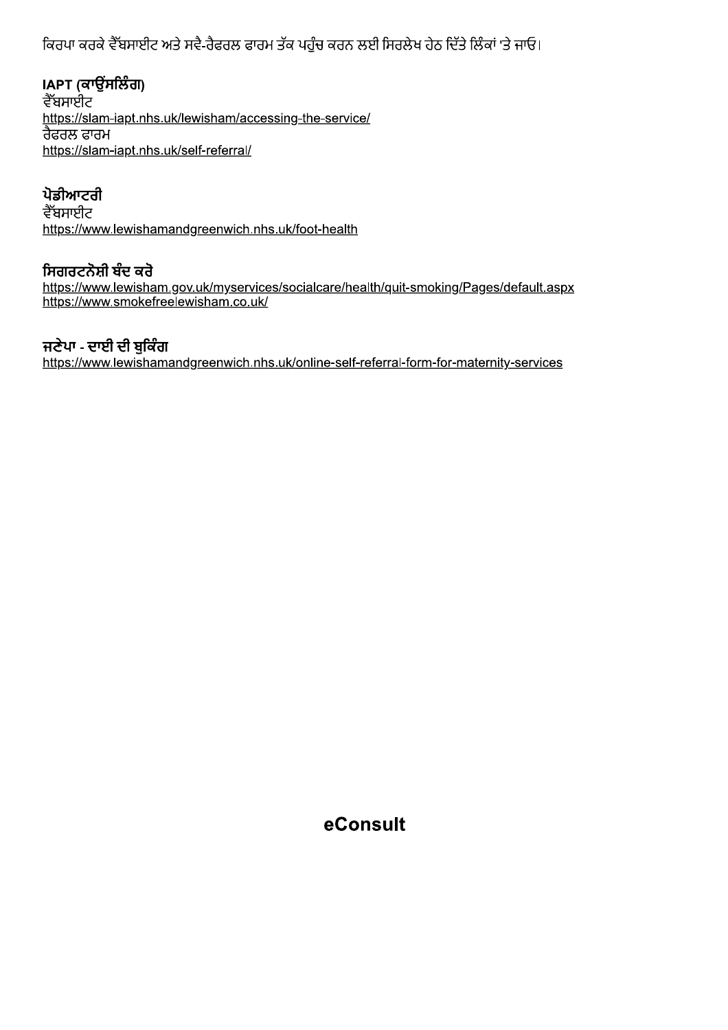ਕਿਰਪਾ ਕਰਕੇ ਵੈੱਬਸਾਈਟ ਅਤੇ ਸਵੈ-ਰੈਫਰਲ ਫਾਰਮ ਤੱਕ ਪਹੁੰਚ ਕਰਨ ਲਈ ਸਿਰਲੇਖ ਹੇਠ ਦਿੱਤੇ ਲਿੰਕਾਂ 'ਤੇ ਜਾਓ।

### IAPT (ਕਾਉਂਸਲਿੰਗ)

ਵੈੱਬਸਾਈਟ
https://slam-iapt.nhs.uk/lewisham/accessing-the-service/
ਰੈਫਰਲ ਫਾਰਮ
https://slam-iapt.nhs.uk/self-referral/

### ਪੋਡੀਆਟਰੀ

ਵੈੱਬਸਾਈਟ
https://www.lewishamandgreenwich.nhs.uk/foot-health

### ਸਿਗਰਟਨੋਸ਼ੀ ਬੰਦ ਕਰੋ

https://www.lewisham.gov.uk/myservices/socialcare/health/quit-smoking/Pages/default.aspx
https://www.smokefreelewisham.co.uk/

### ਜਣੇਪਾ - ਦਾਈ ਦੀ ਬੁਕਿੰਗ

https://www.lewishamandgreenwich.nhs.uk/online-self-referral-form-for-maternity-services

## eConsult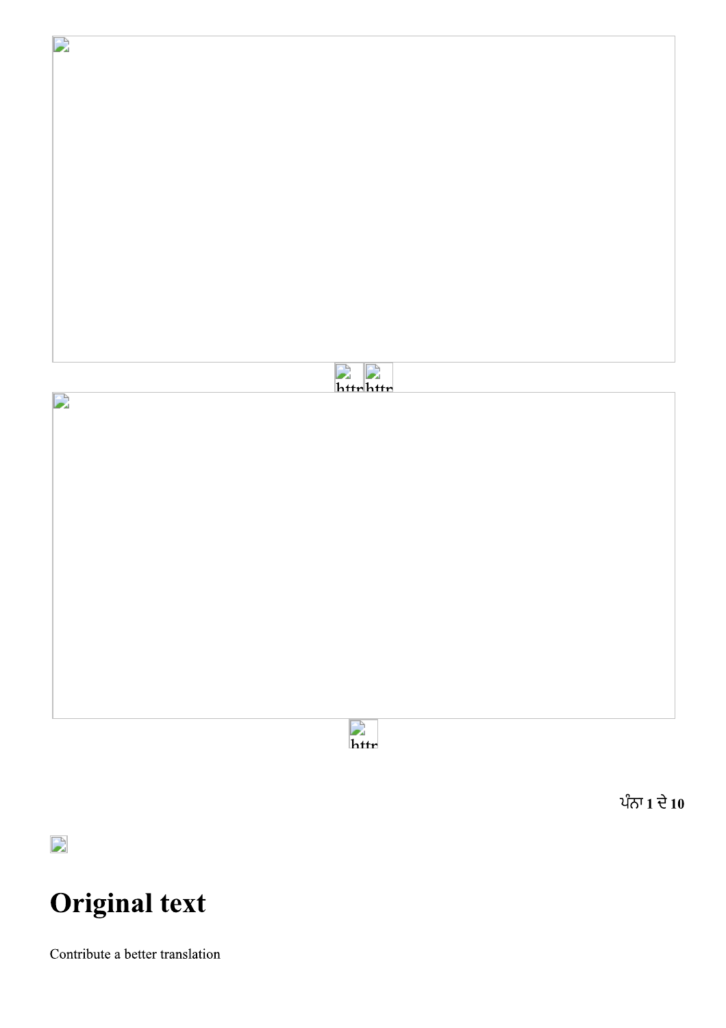# Original text

Contribute a better translation